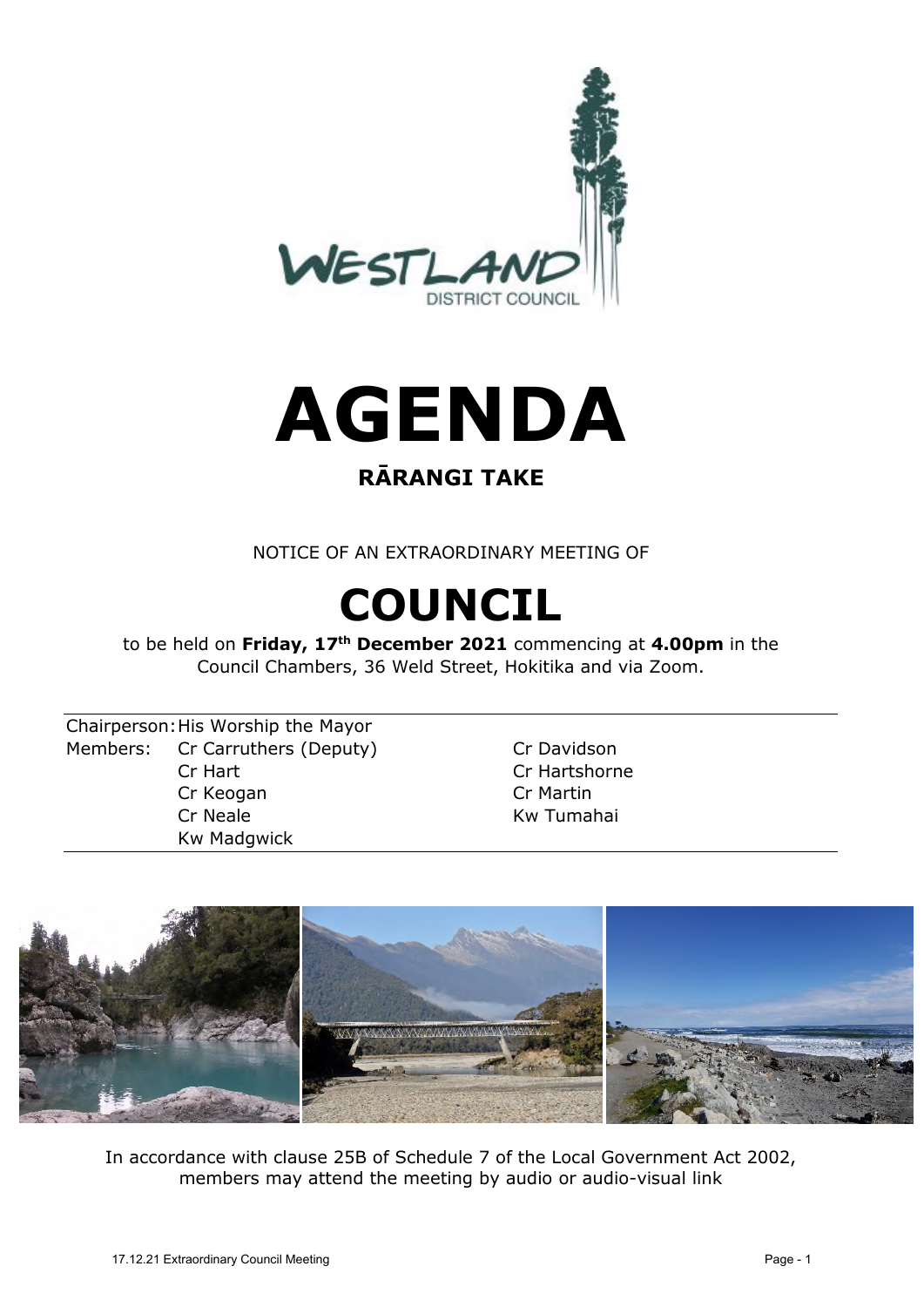# AGENDA

## RĀRANGI TAKE

NOTICE OF AN EXTRAORDINARY MEETING OF

# COUNCIL

to be held on **Friday, 17th December 2021** commencing at **4.00pm** in the Council Chambers, 36 Weld Street, Hokitika and via Zoom.

| | | |
|---|---|---|
| Chairperson: | His Worship the Mayor | |
| Members: | Cr Carruthers (Deputy) | Cr Davidson |
| | Cr Hart | Cr Hartshorne |
| | Cr Keogan | Cr Martin |
| | Cr Neale | Kw Tumahai |
| | Kw Madgwick | |

In accordance with clause 25B of Schedule 7 of the Local Government Act 2002, members may attend the meeting by audio or audio-visual link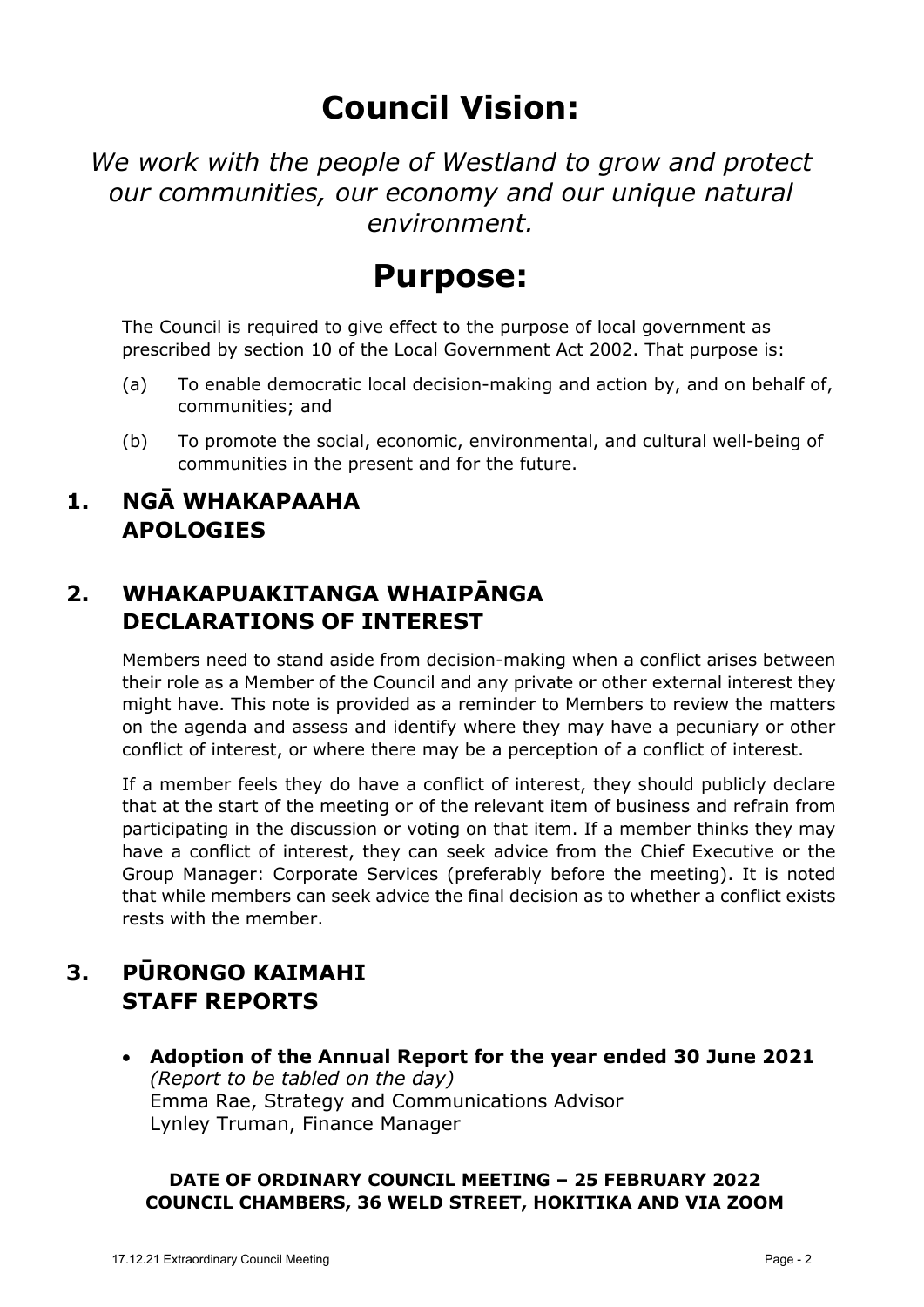# Council Vision:

*We work with the people of Westland to grow and protect our communities, our economy and our unique natural environment.*

# Purpose:

The Council is required to give effect to the purpose of local government as prescribed by section 10 of the Local Government Act 2002. That purpose is:

(a) To enable democratic local decision-making and action by, and on behalf of, communities; and

(b) To promote the social, economic, environmental, and cultural well-being of communities in the present and for the future.

## 1. NGĀ WHAKAPAAHA APOLOGIES

## 2. WHAKAPUAKITANGA WHAIPĀNGA DECLARATIONS OF INTEREST

Members need to stand aside from decision-making when a conflict arises between their role as a Member of the Council and any private or other external interest they might have. This note is provided as a reminder to Members to review the matters on the agenda and assess and identify where they may have a pecuniary or other conflict of interest, or where there may be a perception of a conflict of interest.

If a member feels they do have a conflict of interest, they should publicly declare that at the start of the meeting or of the relevant item of business and refrain from participating in the discussion or voting on that item. If a member thinks they may have a conflict of interest, they can seek advice from the Chief Executive or the Group Manager: Corporate Services (preferably before the meeting). It is noted that while members can seek advice the final decision as to whether a conflict exists rests with the member.

## 3. PŪRONGO KAIMAHI STAFF REPORTS

- **Adoption of the Annual Report for the year ended 30 June 2021**
  *(Report to be tabled on the day)*
  Emma Rae, Strategy and Communications Advisor
  Lynley Truman, Finance Manager

**DATE OF ORDINARY COUNCIL MEETING – 25 FEBRUARY 2022**
**COUNCIL CHAMBERS, 36 WELD STREET, HOKITIKA AND VIA ZOOM**